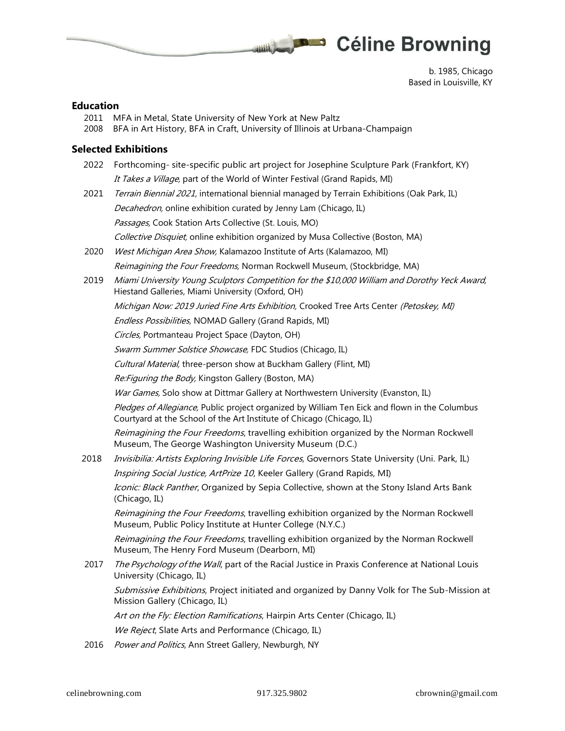# Céline Browning

b. 1985, Chicago
Based in Louisville, KY

## Education

2011 MFA in Metal, State University of New York at New Paltz
2008 BFA in Art History, BFA in Craft, University of Illinois at Urbana-Champaign

## Selected Exhibitions

**2022**

- Forthcoming- site-specific public art project for Josephine Sculpture Park (Frankfort, KY)
- *It Takes a Village,* part of the World of Winter Festival (Grand Rapids, MI)

**2021**

- *Terrain Biennial 2021*, international biennial managed by Terrain Exhibitions (Oak Park, IL)
- *Decahedron,* online exhibition curated by Jenny Lam (Chicago, IL)
- *Passages,* Cook Station Arts Collective (St. Louis, MO)
- *Collective Disquiet,* online exhibition organized by Musa Collective (Boston, MA)

**2020**

- *West Michigan Area Show,* Kalamazoo Institute of Arts (Kalamazoo, MI)
- *Reimagining the Four Freedoms,* Norman Rockwell Museum, (Stockbridge, MA)

**2019**

- *Miami University Young Sculptors Competition for the $10,000 William and Dorothy Yeck Award,* Hiestand Galleries, Miami University (Oxford, OH)
- *Michigan Now: 2019 Juried Fine Arts Exhibition,* Crooked Tree Arts Center *(Petoskey, MI)*
- *Endless Possibilities,* NOMAD Gallery (Grand Rapids, MI)
- *Circles,* Portmanteau Project Space (Dayton, OH)
- *Swarm Summer Solstice Showcase,* FDC Studios (Chicago, IL)
- *Cultural Material,* three-person show at Buckham Gallery (Flint, MI)
- *Re:Figuring the Body,* Kingston Gallery (Boston, MA)
- *War Games,* Solo show at Dittmar Gallery at Northwestern University (Evanston, IL)
- *Pledges of Allegiance,* Public project organized by William Ten Eick and flown in the Columbus Courtyard at the School of the Art Institute of Chicago (Chicago, IL)
- *Reimagining the Four Freedoms*, travelling exhibition organized by the Norman Rockwell Museum, The George Washington University Museum (D.C.)

**2018**

- *Invisibilia: Artists Exploring Invisible Life Forces*, Governors State University (Uni. Park, IL)
- *Inspiring Social Justice, ArtPrize 10*, Keeler Gallery (Grand Rapids, MI)
- *Iconic: Black Panther*, Organized by Sepia Collective, shown at the Stony Island Arts Bank (Chicago, IL)
- *Reimagining the Four Freedoms*, travelling exhibition organized by the Norman Rockwell Museum, Public Policy Institute at Hunter College (N.Y.C.)
- *Reimagining the Four Freedoms*, travelling exhibition organized by the Norman Rockwell Museum, The Henry Ford Museum (Dearborn, MI)

**2017**

- *The Psychology of the Wall*, part of the Racial Justice in Praxis Conference at National Louis University (Chicago, IL)
- *Submissive Exhibitions*, Project initiated and organized by Danny Volk for The Sub-Mission at Mission Gallery (Chicago, IL)
- *Art on the Fly: Election Ramifications*, Hairpin Arts Center (Chicago, IL)
- *We Reject*, Slate Arts and Performance (Chicago, IL)

**2016**

- *Power and Politics*, Ann Street Gallery, Newburgh, NY

celinebrowning.com 917.325.9802 cbrownin@gmail.com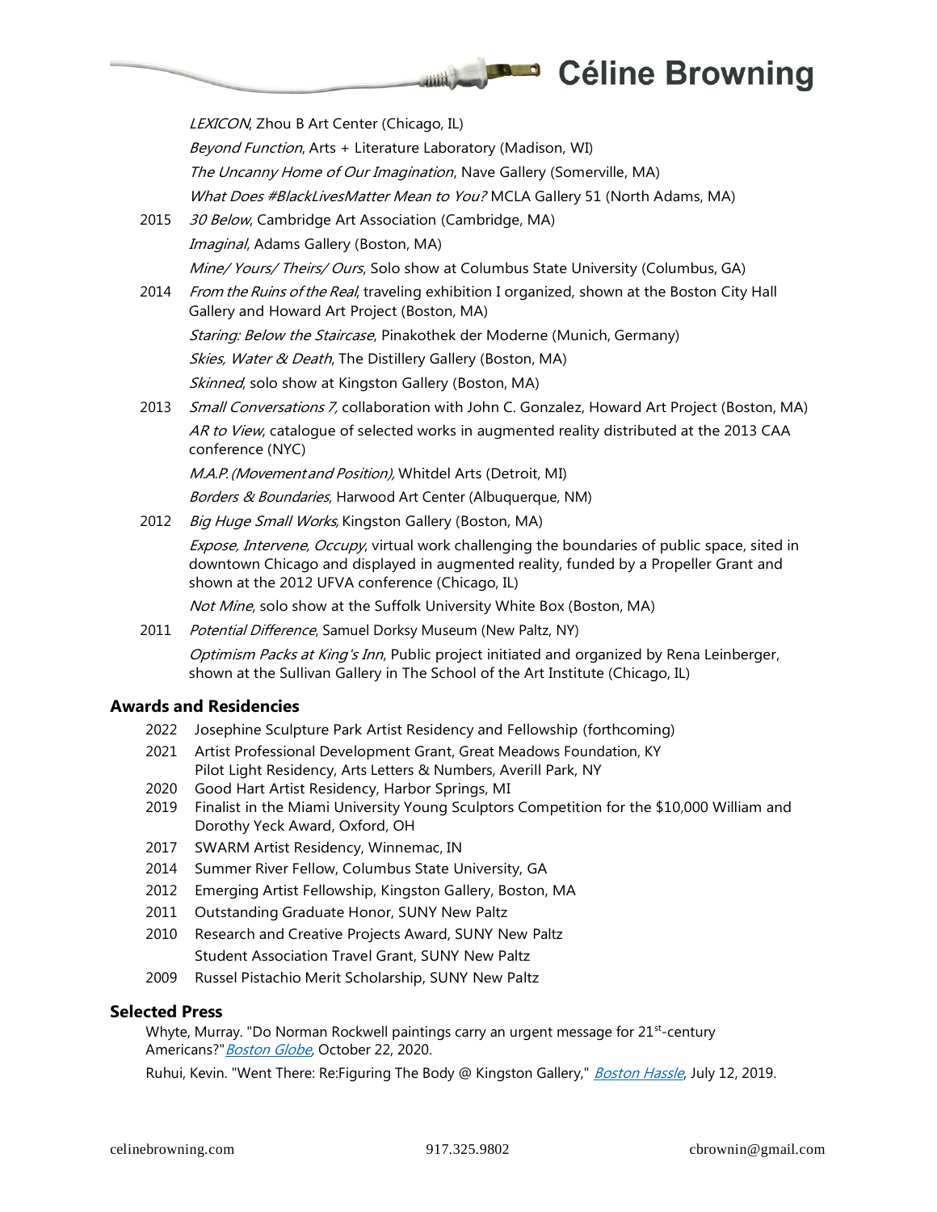*LEXICON*, Zhou B Art Center (Chicago, IL)

*Beyond Function*, Arts + Literature Laboratory (Madison, WI)

*The Uncanny Home of Our Imagination*, Nave Gallery (Somerville, MA)

*What Does #BlackLivesMatter Mean to You?* MCLA Gallery 51 (North Adams, MA)

2015 *30 Below*, Cambridge Art Association (Cambridge, MA)

*Imaginal*, Adams Gallery (Boston, MA)

*Mine/ Yours/ Theirs/ Ours*, Solo show at Columbus State University (Columbus, GA)

2014 *From the Ruins of the Real*, traveling exhibition I organized, shown at the Boston City Hall Gallery and Howard Art Project (Boston, MA)

*Staring: Below the Staircase*, Pinakothek der Moderne (Munich, Germany)

*Skies, Water & Death*, The Distillery Gallery (Boston, MA)

*Skinned*, solo show at Kingston Gallery (Boston, MA)

2013 *Small Conversations 7,* collaboration with John C. Gonzalez, Howard Art Project (Boston, MA)

*AR to View*, catalogue of selected works in augmented reality distributed at the 2013 CAA conference (NYC)

*M.A.P. (Movement and Position),* Whitdel Arts (Detroit, MI)

*Borders & Boundaries*, Harwood Art Center (Albuquerque, NM)

2012 *Big Huge Small Works,* Kingston Gallery (Boston, MA)

*Expose, Intervene, Occupy*, virtual work challenging the boundaries of public space, sited in downtown Chicago and displayed in augmented reality, funded by a Propeller Grant and shown at the 2012 UFVA conference (Chicago, IL)

*Not Mine*, solo show at the Suffolk University White Box (Boston, MA)

2011 *Potential Difference*, Samuel Dorsky Museum (New Paltz, NY)

*Optimism Packs at King's Inn*, Public project initiated and organized by Rena Leinberger, shown at the Sullivan Gallery in The School of the Art Institute (Chicago, IL)

## Awards and Residencies

2022 Josephine Sculpture Park Artist Residency and Fellowship (forthcoming)

2021 Artist Professional Development Grant, Great Meadows Foundation, KY
Pilot Light Residency, Arts Letters & Numbers, Averill Park, NY

2020 Good Hart Artist Residency, Harbor Springs, MI

2019 Finalist in the Miami University Young Sculptors Competition for the $10,000 William and Dorothy Yeck Award, Oxford, OH

2017 SWARM Artist Residency, Winnemac, IN

2014 Summer River Fellow, Columbus State University, GA

2012 Emerging Artist Fellowship, Kingston Gallery, Boston, MA

2011 Outstanding Graduate Honor, SUNY New Paltz

2010 Research and Creative Projects Award, SUNY New Paltz
Student Association Travel Grant, SUNY New Paltz

2009 Russel Pistachio Merit Scholarship, SUNY New Paltz

## Selected Press

Whyte, Murray. "Do Norman Rockwell paintings carry an urgent message for 21st-century Americans?" *Boston Globe*, October 22, 2020.

Ruhui, Kevin. "Went There: Re:Figuring The Body @ Kingston Gallery," *Boston Hassle*, July 12, 2019.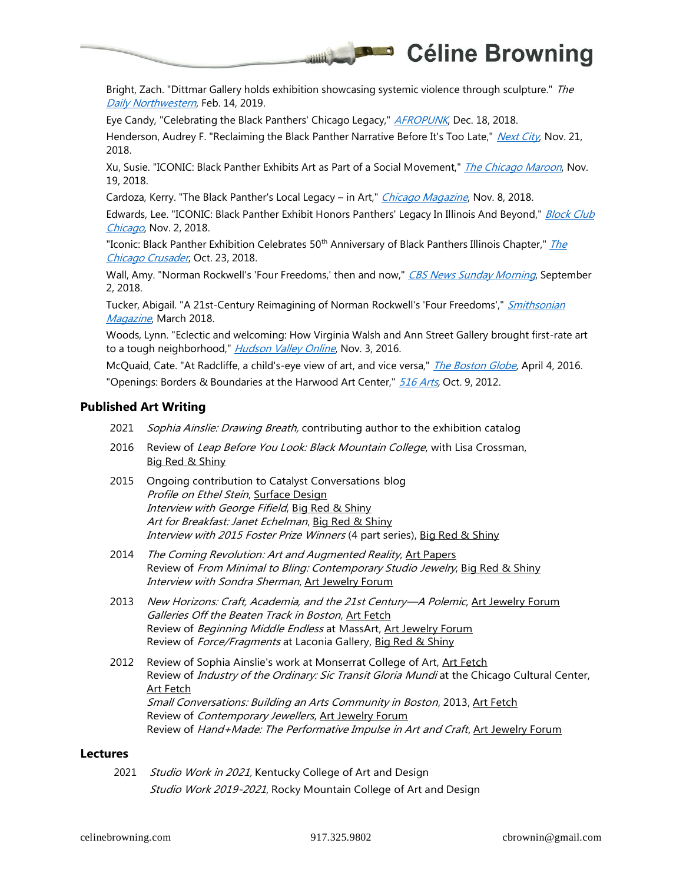Bright, Zach. "Dittmar Gallery holds exhibition showcasing systemic violence through sculpture." *The Daily Northwestern*, Feb. 14, 2019.

Eye Candy, "Celebrating the Black Panthers' Chicago Legacy," *AFROPUNK*, Dec. 18, 2018.

Henderson, Audrey F. "Reclaiming the Black Panther Narrative Before It's Too Late," *Next City*, Nov. 21, 2018.

Xu, Susie. "ICONIC: Black Panther Exhibits Art as Part of a Social Movement," *The Chicago Maroon*, Nov. 19, 2018.

Cardoza, Kerry. "The Black Panther's Local Legacy – in Art," *Chicago Magazine*, Nov. 8, 2018.

Edwards, Lee. "ICONIC: Black Panther Exhibit Honors Panthers' Legacy In Illinois And Beyond," *Block Club Chicago*, Nov. 2, 2018.

"Iconic: Black Panther Exhibition Celebrates 50th Anniversary of Black Panthers Illinois Chapter," *The Chicago Crusader*, Oct. 23, 2018.

Wall, Amy. "Norman Rockwell's 'Four Freedoms,' then and now," *CBS News Sunday Morning*, September 2, 2018.

Tucker, Abigail. "A 21st-Century Reimagining of Norman Rockwell's 'Four Freedoms'," *Smithsonian Magazine*, March 2018.

Woods, Lynn. "Eclectic and welcoming: How Virginia Walsh and Ann Street Gallery brought first-rate art to a tough neighborhood," *Hudson Valley Online*, Nov. 3, 2016.

McQuaid, Cate. "At Radcliffe, a child's-eye view of art, and vice versa," *The Boston Globe*, April 4, 2016.

"Openings: Borders & Boundaries at the Harwood Art Center," *516 Arts*, Oct. 9, 2012.

## Published Art Writing

2021 — *Sophia Ainslie: Drawing Breath,* contributing author to the exhibition catalog

2016 — Review of *Leap Before You Look: Black Mountain College*, with Lisa Crossman, Big Red & Shiny

2015 — Ongoing contribution to Catalyst Conversations blog
*Profile on Ethel Stein*, Surface Design
*Interview with George Fifield*, Big Red & Shiny
*Art for Breakfast: Janet Echelman*, Big Red & Shiny
*Interview with 2015 Foster Prize Winners* (4 part series), Big Red & Shiny

2014 — *The Coming Revolution: Art and Augmented Reality*, Art Papers
Review of *From Minimal to Bling: Contemporary Studio Jewelry*, Big Red & Shiny
*Interview with Sondra Sherman*, Art Jewelry Forum

2013 — *New Horizons: Craft, Academia, and the 21st Century—A Polemic*, Art Jewelry Forum
*Galleries Off the Beaten Track in Boston*, Art Fetch
Review of *Beginning Middle Endless* at MassArt, Art Jewelry Forum
Review of *Force/Fragments* at Laconia Gallery, Big Red & Shiny

2012 — Review of Sophia Ainslie's work at Monserrat College of Art, Art Fetch
Review of *Industry of the Ordinary: Sic Transit Gloria Mundi* at the Chicago Cultural Center, Art Fetch
*Small Conversations: Building an Arts Community in Boston*, 2013, Art Fetch
Review of *Contemporary Jewellers*, Art Jewelry Forum
Review of *Hand+Made: The Performative Impulse in Art and Craft*, Art Jewelry Forum

## Lectures

2021 — *Studio Work in 2021,* Kentucky College of Art and Design
*Studio Work 2019-2021*, Rocky Mountain College of Art and Design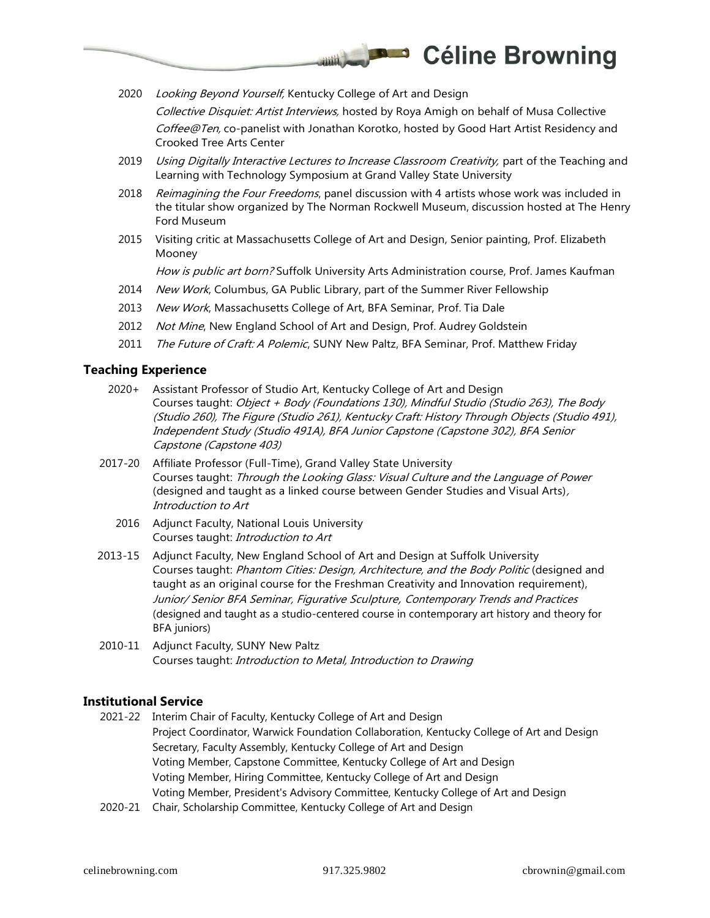2020 *Looking Beyond Yourself,* Kentucky College of Art and Design
*Collective Disquiet: Artist Interviews,* hosted by Roya Amigh on behalf of Musa Collective
*Coffee@Ten,* co-panelist with Jonathan Korotko, hosted by Good Hart Artist Residency and Crooked Tree Arts Center

2019 *Using Digitally Interactive Lectures to Increase Classroom Creativity,* part of the Teaching and Learning with Technology Symposium at Grand Valley State University

2018 *Reimagining the Four Freedoms*, panel discussion with 4 artists whose work was included in the titular show organized by The Norman Rockwell Museum, discussion hosted at The Henry Ford Museum

2015 Visiting critic at Massachusetts College of Art and Design, Senior painting, Prof. Elizabeth Mooney
*How is public art born?* Suffolk University Arts Administration course, Prof. James Kaufman

2014 *New Work*, Columbus, GA Public Library, part of the Summer River Fellowship

2013 *New Work*, Massachusetts College of Art, BFA Seminar, Prof. Tia Dale

2012 *Not Mine*, New England School of Art and Design, Prof. Audrey Goldstein

2011 *The Future of Craft: A Polemic*, SUNY New Paltz, BFA Seminar, Prof. Matthew Friday

## Teaching Experience

2020+ Assistant Professor of Studio Art, Kentucky College of Art and Design
Courses taught: *Object + Body (Foundations 130), Mindful Studio (Studio 263), The Body (Studio 260), The Figure (Studio 261), Kentucky Craft: History Through Objects (Studio 491), Independent Study (Studio 491A), BFA Junior Capstone (Capstone 302), BFA Senior Capstone (Capstone 403)*

2017-20 Affiliate Professor (Full-Time), Grand Valley State University
Courses taught: *Through the Looking Glass: Visual Culture and the Language of Power* (designed and taught as a linked course between Gender Studies and Visual Arts), *Introduction to Art*

2016 Adjunct Faculty, National Louis University
Courses taught: *Introduction to Art*

2013-15 Adjunct Faculty, New England School of Art and Design at Suffolk University
Courses taught: *Phantom Cities: Design, Architecture, and the Body Politic* (designed and taught as an original course for the Freshman Creativity and Innovation requirement), *Junior/ Senior BFA Seminar, Figurative Sculpture, Contemporary Trends and Practices* (designed and taught as a studio-centered course in contemporary art history and theory for BFA juniors)

2010-11 Adjunct Faculty, SUNY New Paltz
Courses taught: *Introduction to Metal, Introduction to Drawing*

## Institutional Service

2021-22 Interim Chair of Faculty, Kentucky College of Art and Design
Project Coordinator, Warwick Foundation Collaboration, Kentucky College of Art and Design
Secretary, Faculty Assembly, Kentucky College of Art and Design
Voting Member, Capstone Committee, Kentucky College of Art and Design
Voting Member, Hiring Committee, Kentucky College of Art and Design
Voting Member, President's Advisory Committee, Kentucky College of Art and Design

2020-21 Chair, Scholarship Committee, Kentucky College of Art and Design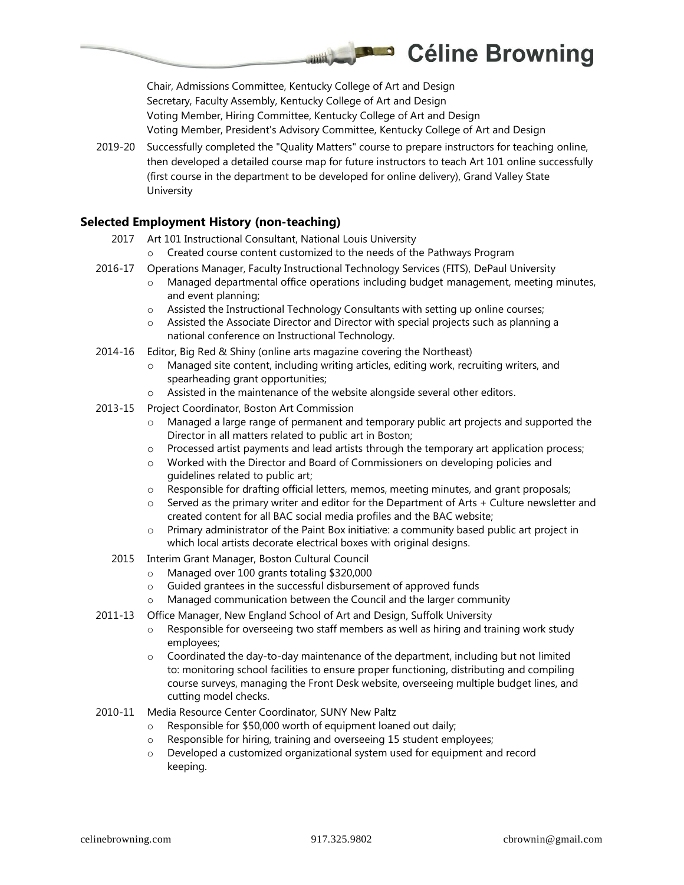Chair, Admissions Committee, Kentucky College of Art and Design
Secretary, Faculty Assembly, Kentucky College of Art and Design
Voting Member, Hiring Committee, Kentucky College of Art and Design
Voting Member, President's Advisory Committee, Kentucky College of Art and Design

2019-20 Successfully completed the "Quality Matters" course to prepare instructors for teaching online, then developed a detailed course map for future instructors to teach Art 101 online successfully (first course in the department to be developed for online delivery), Grand Valley State University

## Selected Employment History (non-teaching)

2017 Art 101 Instructional Consultant, National Louis University
- Created course content customized to the needs of the Pathways Program

2016-17 Operations Manager, Faculty Instructional Technology Services (FITS), DePaul University
- Managed departmental office operations including budget management, meeting minutes, and event planning;
- Assisted the Instructional Technology Consultants with setting up online courses;
- Assisted the Associate Director and Director with special projects such as planning a national conference on Instructional Technology.

2014-16 Editor, Big Red & Shiny (online arts magazine covering the Northeast)
- Managed site content, including writing articles, editing work, recruiting writers, and spearheading grant opportunities;
- Assisted in the maintenance of the website alongside several other editors.

2013-15 Project Coordinator, Boston Art Commission
- Managed a large range of permanent and temporary public art projects and supported the Director in all matters related to public art in Boston;
- Processed artist payments and lead artists through the temporary art application process;
- Worked with the Director and Board of Commissioners on developing policies and guidelines related to public art;
- Responsible for drafting official letters, memos, meeting minutes, and grant proposals;
- Served as the primary writer and editor for the Department of Arts + Culture newsletter and created content for all BAC social media profiles and the BAC website;
- Primary administrator of the Paint Box initiative: a community based public art project in which local artists decorate electrical boxes with original designs.

2015 Interim Grant Manager, Boston Cultural Council
- Managed over 100 grants totaling $320,000
- Guided grantees in the successful disbursement of approved funds
- Managed communication between the Council and the larger community

2011-13 Office Manager, New England School of Art and Design, Suffolk University
- Responsible for overseeing two staff members as well as hiring and training work study employees;
- Coordinated the day-to-day maintenance of the department, including but not limited to: monitoring school facilities to ensure proper functioning, distributing and compiling course surveys, managing the Front Desk website, overseeing multiple budget lines, and cutting model checks.

2010-11 Media Resource Center Coordinator, SUNY New Paltz
- Responsible for $50,000 worth of equipment loaned out daily;
- Responsible for hiring, training and overseeing 15 student employees;
- Developed a customized organizational system used for equipment and record keeping.